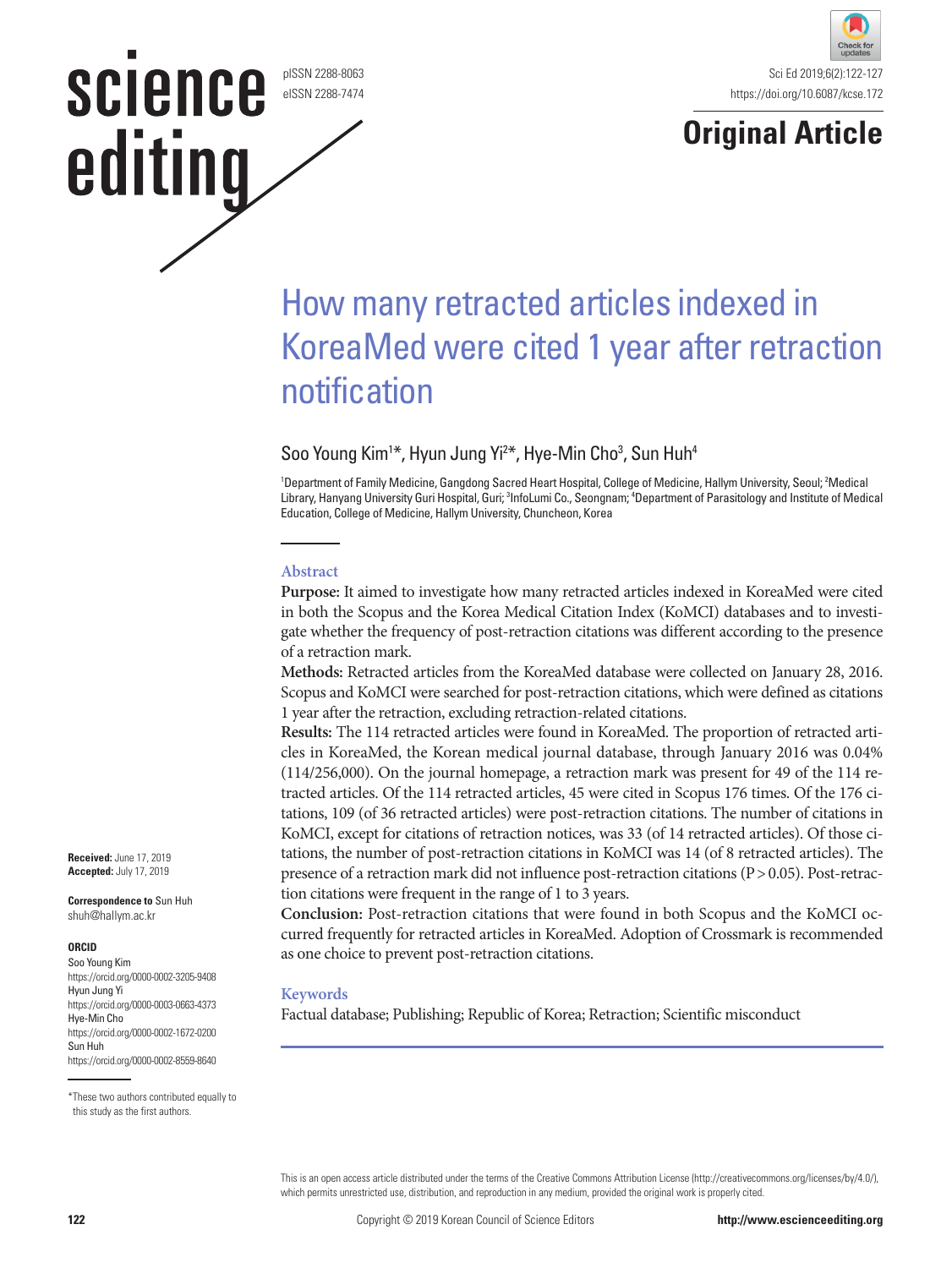Original Article

# How many retracted articles indexed in KoreaMed were cited 1 year after retraction notification

Soo Young Kim[1]*, Hyun Jung Yi[2]*, Hye-Min Cho[3], Sun Huh[4]

[1]Department of Family Medicine, Gangdong Sacred Heart Hospital, College of Medicine, Hallym University, Seoul; [2]Medical Library, Hanyang University Guri Hospital, Guri; [3]InfoLumi Co., Seongnam; [4]Department of Parasitology and Institute of Medical Education, College of Medicine, Hallym University, Chuncheon, Korea

## Abstract

**Purpose:** It aimed to investigate how many retracted articles indexed in KoreaMed were cited in both the Scopus and the Korea Medical Citation Index (KoMCI) databases and to investigate whether the frequency of post-retraction citations was different according to the presence of a retraction mark.

**Methods:** Retracted articles from the KoreaMed database were collected on January 28, 2016. Scopus and KoMCI were searched for post-retraction citations, which were defined as citations 1 year after the retraction, excluding retraction-related citations.

**Results:** The 114 retracted articles were found in KoreaMed. The proportion of retracted articles in KoreaMed, the Korean medical journal database, through January 2016 was 0.04% (114/256,000). On the journal homepage, a retraction mark was present for 49 of the 114 retracted articles. Of the 114 retracted articles, 45 were cited in Scopus 176 times. Of the 176 citations, 109 (of 36 retracted articles) were post-retraction citations. The number of citations in KoMCI, except for citations of retraction notices, was 33 (of 14 retracted articles). Of those citations, the number of post-retraction citations in KoMCI was 14 (of 8 retracted articles). The presence of a retraction mark did not influence post-retraction citations ($P > 0.05$). Post-retraction citations were frequent in the range of 1 to 3 years.

**Conclusion:** Post-retraction citations that were found in both Scopus and the KoMCI occurred frequently for retracted articles in KoreaMed. Adoption of Crossmark is recommended as one choice to prevent post-retraction citations.

## Keywords

Factual database; Publishing; Republic of Korea; Retraction; Scientific misconduct

**Received:** June 17, 2019
**Accepted:** July 17, 2019

**Correspondence to** Sun Huh
shuh@hallym.ac.kr

**ORCID**
Soo Young Kim
https://orcid.org/0000-0002-3205-9408
Hyun Jung Yi
https://orcid.org/0000-0003-0663-4373
Hye-Min Cho
https://orcid.org/0000-0002-1672-0200
Sun Huh
https://orcid.org/0000-0002-8559-8640

*These two authors contributed equally to this study as the first authors.

This is an open access article distributed under the terms of the Creative Commons Attribution License (http://creativecommons.org/licenses/by/4.0/), which permits unrestricted use, distribution, and reproduction in any medium, provided the original work is properly cited.

Copyright © 2019 Korean Council of Science Editors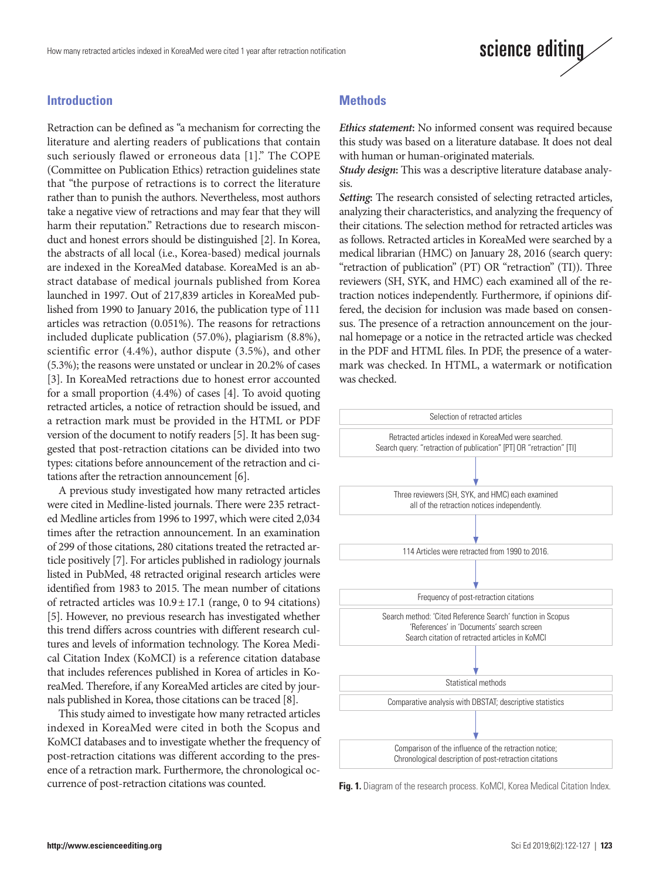## Introduction

Retraction can be defined as "a mechanism for correcting the literature and alerting readers of publications that contain such seriously flawed or erroneous data [1]." The COPE (Committee on Publication Ethics) retraction guidelines state that "the purpose of retractions is to correct the literature rather than to punish the authors. Nevertheless, most authors take a negative view of retractions and may fear that they will harm their reputation." Retractions due to research misconduct and honest errors should be distinguished [2]. In Korea, the abstracts of all local (i.e., Korea-based) medical journals are indexed in the KoreaMed database. KoreaMed is an abstract database of medical journals published from Korea launched in 1997. Out of 217,839 articles in KoreaMed published from 1990 to January 2016, the publication type of 111 articles was retraction (0.051%). The reasons for retractions included duplicate publication (57.0%), plagiarism (8.8%), scientific error (4.4%), author dispute (3.5%), and other (5.3%); the reasons were unstated or unclear in 20.2% of cases [3]. In KoreaMed retractions due to honest error accounted for a small proportion (4.4%) of cases [4]. To avoid quoting retracted articles, a notice of retraction should be issued, and a retraction mark must be provided in the HTML or PDF version of the document to notify readers [5]. It has been suggested that post-retraction citations can be divided into two types: citations before announcement of the retraction and citations after the retraction announcement [6].

A previous study investigated how many retracted articles were cited in Medline-listed journals. There were 235 retracted Medline articles from 1996 to 1997, which were cited 2,034 times after the retraction announcement. In an examination of 299 of those citations, 280 citations treated the retracted article positively [7]. For articles published in radiology journals listed in PubMed, 48 retracted original research articles were identified from 1983 to 2015. The mean number of citations of retracted articles was $10.9 \pm 17.1$ (range, 0 to 94 citations) [5]. However, no previous research has investigated whether this trend differs across countries with different research cultures and levels of information technology. The Korea Medical Citation Index (KoMCI) is a reference citation database that includes references published in Korea of articles in KoreaMed. Therefore, if any KoreaMed articles are cited by journals published in Korea, those citations can be traced [8].

This study aimed to investigate how many retracted articles indexed in KoreaMed were cited in both the Scopus and KoMCI databases and to investigate whether the frequency of post-retraction citations was different according to the presence of a retraction mark. Furthermore, the chronological occurrence of post-retraction citations was counted.

## Methods

***Ethics statement*:** No informed consent was required because this study was based on a literature database. It does not deal with human or human-originated materials.

***Study design*:** This was a descriptive literature database analysis.

***Setting*:** The research consisted of selecting retracted articles, analyzing their characteristics, and analyzing the frequency of their citations. The selection method for retracted articles was as follows. Retracted articles in KoreaMed were searched by a medical librarian (HMC) on January 28, 2016 (search query: "retraction of publication" (PT) OR "retraction" (TI)). Three reviewers (SH, SYK, and HMC) each examined all of the retraction notices independently. Furthermore, if opinions differed, the decision for inclusion was made based on consensus. The presence of a retraction announcement on the journal homepage or a notice in the retracted article was checked in the PDF and HTML files. In PDF, the presence of a watermark was checked. In HTML, a watermark or notification was checked.

Selection of retracted articles

Retracted articles indexed in KoreaMed were searched.
Search query: "retraction of publication" [PT] OR "retraction" [TI]

↓

Three reviewers (SH, SYK, and HMC) each examined all of the retraction notices independently.

↓

114 Articles were retracted from 1990 to 2016.

↓

Frequency of post-retraction citations

Search method: 'Cited Reference Search' function in Scopus
'References' in 'Documents' search screen
Search citation of retracted articles in KoMCI

↓

Statistical methods

Comparative analysis with DBSTAT; descriptive statistics

↓

Comparison of the influence of the retraction notice;
Chronological description of post-retraction citations

**Fig. 1.** Diagram of the research process. KoMCI, Korea Medical Citation Index.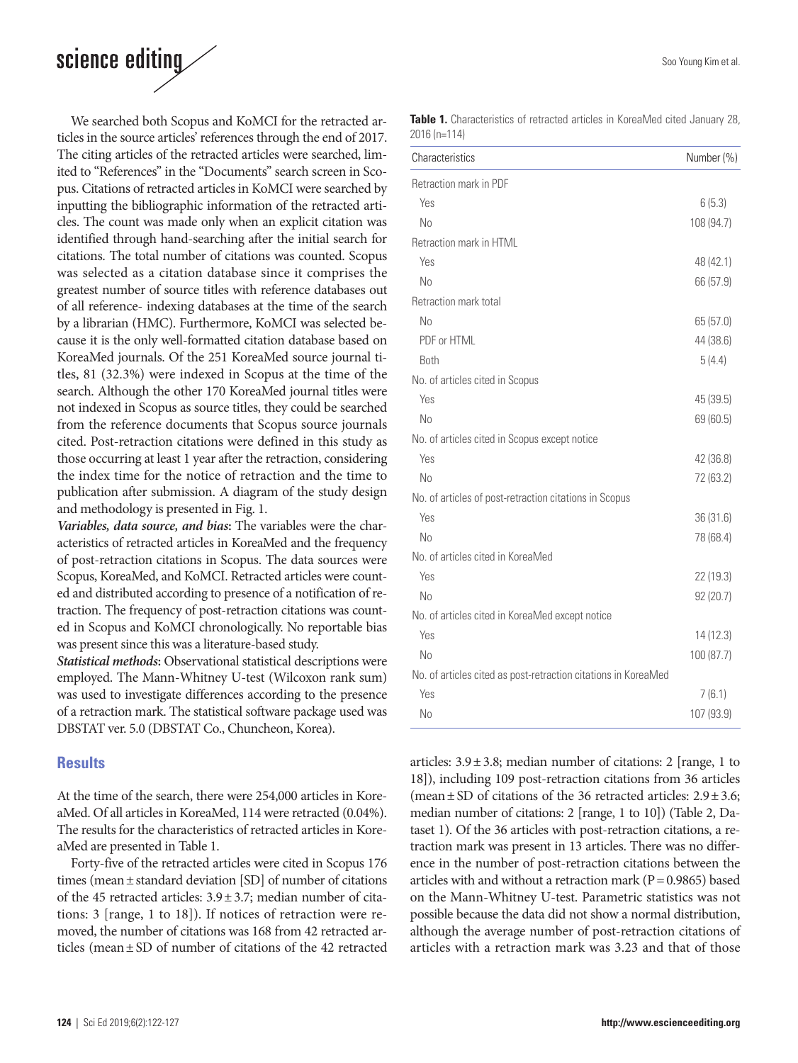We searched both Scopus and KoMCI for the retracted articles in the source articles' references through the end of 2017. The citing articles of the retracted articles were searched, limited to "References" in the "Documents" search screen in Scopus. Citations of retracted articles in KoMCI were searched by inputting the bibliographic information of the retracted articles. The count was made only when an explicit citation was identified through hand-searching after the initial search for citations. The total number of citations was counted. Scopus was selected as a citation database since it comprises the greatest number of source titles with reference databases out of all reference- indexing databases at the time of the search by a librarian (HMC). Furthermore, KoMCI was selected because it is the only well-formatted citation database based on KoreaMed journals. Of the 251 KoreaMed source journal titles, 81 (32.3%) were indexed in Scopus at the time of the search. Although the other 170 KoreaMed journal titles were not indexed in Scopus as source titles, they could be searched from the reference documents that Scopus source journals cited. Post-retraction citations were defined in this study as those occurring at least 1 year after the retraction, considering the index time for the notice of retraction and the time to publication after submission. A diagram of the study design and methodology is presented in Fig. 1.

***Variables, data source, and bias*:** The variables were the characteristics of retracted articles in KoreaMed and the frequency of post-retraction citations in Scopus. The data sources were Scopus, KoreaMed, and KoMCI. Retracted articles were counted and distributed according to presence of a notification of retraction. The frequency of post-retraction citations was counted in Scopus and KoMCI chronologically. No reportable bias was present since this was a literature-based study.

***Statistical methods*:** Observational statistical descriptions were employed. The Mann-Whitney U-test (Wilcoxon rank sum) was used to investigate differences according to the presence of a retraction mark. The statistical software package used was DBSTAT ver. 5.0 (DBSTAT Co., Chuncheon, Korea).

**Table 1.** Characteristics of retracted articles in KoreaMed cited January 28, 2016 (n=114)

| Characteristics | Number (%) |
|---|---|
| Retraction mark in PDF | |
| Yes | 6 (5.3) |
| No | 108 (94.7) |
| Retraction mark in HTML | |
| Yes | 48 (42.1) |
| No | 66 (57.9) |
| Retraction mark total | |
| No | 65 (57.0) |
| PDF or HTML | 44 (38.6) |
| Both | 5 (4.4) |
| No. of articles cited in Scopus | |
| Yes | 45 (39.5) |
| No | 69 (60.5) |
| No. of articles cited in Scopus except notice | |
| Yes | 42 (36.8) |
| No | 72 (63.2) |
| No. of articles of post-retraction citations in Scopus | |
| Yes | 36 (31.6) |
| No | 78 (68.4) |
| No. of articles cited in KoreaMed | |
| Yes | 22 (19.3) |
| No | 92 (20.7) |
| No. of articles cited in KoreaMed except notice | |
| Yes | 14 (12.3) |
| No | 100 (87.7) |
| No. of articles cited as post-retraction citations in KoreaMed | |
| Yes | 7 (6.1) |
| No | 107 (93.9) |

## Results

At the time of the search, there were 254,000 articles in KoreaMed. Of all articles in KoreaMed, 114 were retracted (0.04%). The results for the characteristics of retracted articles in KoreaMed are presented in Table 1.

Forty-five of the retracted articles were cited in Scopus 176 times (mean ± standard deviation [SD] of number of citations of the 45 retracted articles: 3.9 ± 3.7; median number of citations: 3 [range, 1 to 18]). If notices of retraction were removed, the number of citations was 168 from 42 retracted articles (mean ± SD of number of citations of the 42 retracted articles: 3.9 ± 3.8; median number of citations: 2 [range, 1 to 18]), including 109 post-retraction citations from 36 articles (mean ± SD of citations of the 36 retracted articles: 2.9 ± 3.6; median number of citations: 2 [range, 1 to 10]) (Table 2, Dataset 1). Of the 36 articles with post-retraction citations, a retraction mark was present in 13 articles. There was no difference in the number of post-retraction citations between the articles with and without a retraction mark ($P = 0.9865$) based on the Mann-Whitney U-test. Parametric statistics was not possible because the data did not show a normal distribution, although the average number of post-retraction citations of articles with a retraction mark was 3.23 and that of those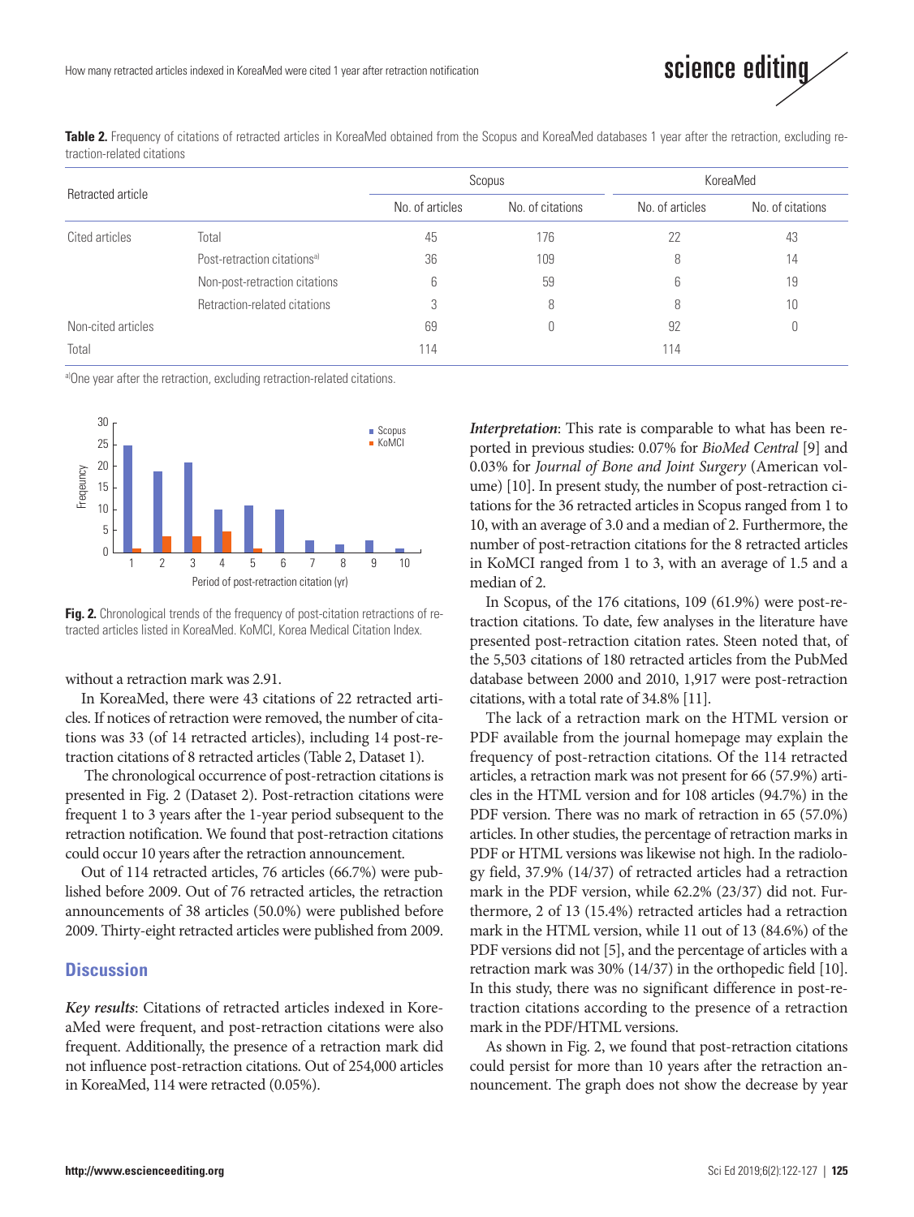**Table 2.** Frequency of citations of retracted articles in KoreaMed obtained from the Scopus and KoreaMed databases 1 year after the retraction, excluding retraction-related citations

| Retracted article | | Scopus | | KoreaMed | |
|---|---|---|---|---|---|
| | | No. of articles | No. of citations | No. of articles | No. of citations |
| Cited articles | Total | 45 | 176 | 22 | 43 |
| | Post-retraction citations[a] | 36 | 109 | 8 | 14 |
| | Non-post-retraction citations | 6 | 59 | 6 | 19 |
| | Retraction-related citations | 3 | 8 | 8 | 10 |
| Non-cited articles | | 69 | 0 | 92 | 0 |
| Total | | 114 | | 114 | |

[a]One year after the retraction, excluding retraction-related citations.

**Fig. 2.** Chronological trends of the frequency of post-citation retractions of retracted articles listed in KoreaMed. KoMCI, Korea Medical Citation Index.

without a retraction mark was 2.91.

In KoreaMed, there were 43 citations of 22 retracted articles. If notices of retraction were removed, the number of citations was 33 (of 14 retracted articles), including 14 post-retraction citations of 8 retracted articles (Table 2, Dataset 1).

The chronological occurrence of post-retraction citations is presented in Fig. 2 (Dataset 2). Post-retraction citations were frequent 1 to 3 years after the 1-year period subsequent to the retraction notification. We found that post-retraction citations could occur 10 years after the retraction announcement.

Out of 114 retracted articles, 76 articles (66.7%) were published before 2009. Out of 76 retracted articles, the retraction announcements of 38 articles (50.0%) were published before 2009. Thirty-eight retracted articles were published from 2009.

## Discussion

***Key results***: Citations of retracted articles indexed in KoreaMed were frequent, and post-retraction citations were also frequent. Additionally, the presence of a retraction mark did not influence post-retraction citations. Out of 254,000 articles in KoreaMed, 114 were retracted (0.05%).

***Interpretation***: This rate is comparable to what has been reported in previous studies: 0.07% for *BioMed Central* [9] and 0.03% for *Journal of Bone and Joint Surgery* (American volume) [10]. In present study, the number of post-retraction citations for the 36 retracted articles in Scopus ranged from 1 to 10, with an average of 3.0 and a median of 2. Furthermore, the number of post-retraction citations for the 8 retracted articles in KoMCI ranged from 1 to 3, with an average of 1.5 and a median of 2.

In Scopus, of the 176 citations, 109 (61.9%) were post-retraction citations. To date, few analyses in the literature have presented post-retraction citation rates. Steen noted that, of the 5,503 citations of 180 retracted articles from the PubMed database between 2000 and 2010, 1,917 were post-retraction citations, with a total rate of 34.8% [11].

The lack of a retraction mark on the HTML version or PDF available from the journal homepage may explain the frequency of post-retraction citations. Of the 114 retracted articles, a retraction mark was not present for 66 (57.9%) articles in the HTML version and for 108 articles (94.7%) in the PDF version. There was no mark of retraction in 65 (57.0%) articles. In other studies, the percentage of retraction marks in PDF or HTML versions was likewise not high. In the radiology field, 37.9% (14/37) of retracted articles had a retraction mark in the PDF version, while 62.2% (23/37) did not. Furthermore, 2 of 13 (15.4%) retracted articles had a retraction mark in the HTML version, while 11 out of 13 (84.6%) of the PDF versions did not [5], and the percentage of articles with a retraction mark was 30% (14/37) in the orthopedic field [10]. In this study, there was no significant difference in post-retraction citations according to the presence of a retraction mark in the PDF/HTML versions.

As shown in Fig. 2, we found that post-retraction citations could persist for more than 10 years after the retraction announcement. The graph does not show the decrease by year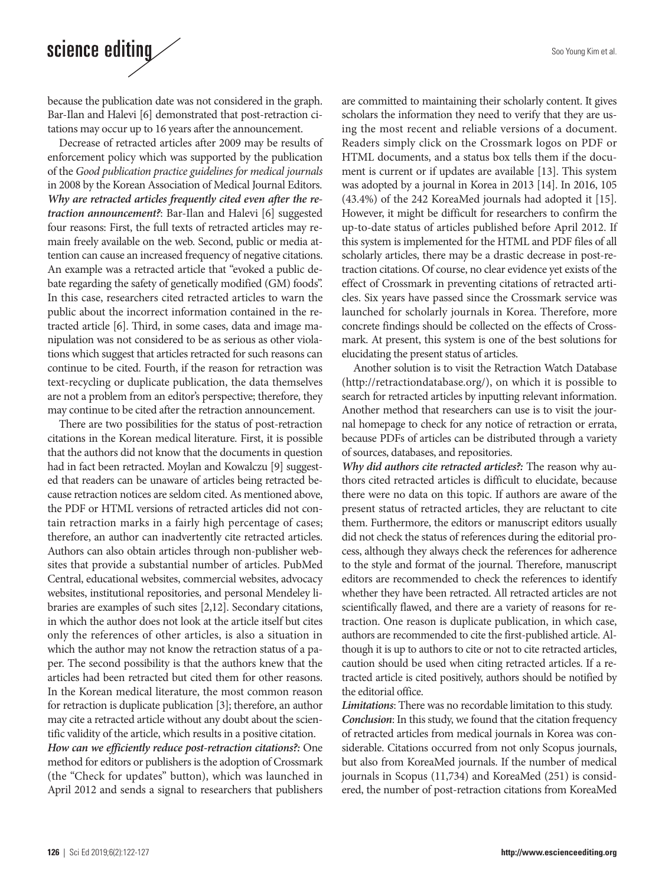because the publication date was not considered in the graph. Bar-Ilan and Halevi [6] demonstrated that post-retraction citations may occur up to 16 years after the announcement.

Decrease of retracted articles after 2009 may be results of enforcement policy which was supported by the publication of the *Good publication practice guidelines for medical journals* in 2008 by the Korean Association of Medical Journal Editors.

***Why are retracted articles frequently cited even after the retraction announcement?***: Bar-Ilan and Halevi [6] suggested four reasons: First, the full texts of retracted articles may remain freely available on the web. Second, public or media attention can cause an increased frequency of negative citations. An example was a retracted article that "evoked a public debate regarding the safety of genetically modified (GM) foods". In this case, researchers cited retracted articles to warn the public about the incorrect information contained in the retracted article [6]. Third, in some cases, data and image manipulation was not considered to be as serious as other violations which suggest that articles retracted for such reasons can continue to be cited. Fourth, if the reason for retraction was text-recycling or duplicate publication, the data themselves are not a problem from an editor's perspective; therefore, they may continue to be cited after the retraction announcement.

There are two possibilities for the status of post-retraction citations in the Korean medical literature. First, it is possible that the authors did not know that the documents in question had in fact been retracted. Moylan and Kowalczu [9] suggested that readers can be unaware of articles being retracted because retraction notices are seldom cited. As mentioned above, the PDF or HTML versions of retracted articles did not contain retraction marks in a fairly high percentage of cases; therefore, an author can inadvertently cite retracted articles. Authors can also obtain articles through non-publisher websites that provide a substantial number of articles. PubMed Central, educational websites, commercial websites, advocacy websites, institutional repositories, and personal Mendeley libraries are examples of such sites [2,12]. Secondary citations, in which the author does not look at the article itself but cites only the references of other articles, is also a situation in which the author may not know the retraction status of a paper. The second possibility is that the authors knew that the articles had been retracted but cited them for other reasons. In the Korean medical literature, the most common reason for retraction is duplicate publication [3]; therefore, an author may cite a retracted article without any doubt about the scientific validity of the article, which results in a positive citation.

***How can we efficiently reduce post-retraction citations?:*** One method for editors or publishers is the adoption of Crossmark (the "Check for updates" button), which was launched in April 2012 and sends a signal to researchers that publishers are committed to maintaining their scholarly content. It gives scholars the information they need to verify that they are using the most recent and reliable versions of a document. Readers simply click on the Crossmark logos on PDF or HTML documents, and a status box tells them if the document is current or if updates are available [13]. This system was adopted by a journal in Korea in 2013 [14]. In 2016, 105 (43.4%) of the 242 KoreaMed journals had adopted it [15]. However, it might be difficult for researchers to confirm the up-to-date status of articles published before April 2012. If this system is implemented for the HTML and PDF files of all scholarly articles, there may be a drastic decrease in post-retraction citations. Of course, no clear evidence yet exists of the effect of Crossmark in preventing citations of retracted articles. Six years have passed since the Crossmark service was launched for scholarly journals in Korea. Therefore, more concrete findings should be collected on the effects of Crossmark. At present, this system is one of the best solutions for elucidating the present status of articles.

Another solution is to visit the Retraction Watch Database (http://retractiondatabase.org/), on which it is possible to search for retracted articles by inputting relevant information. Another method that researchers can use is to visit the journal homepage to check for any notice of retraction or errata, because PDFs of articles can be distributed through a variety of sources, databases, and repositories.

***Why did authors cite retracted articles?:*** The reason why authors cited retracted articles is difficult to elucidate, because there were no data on this topic. If authors are aware of the present status of retracted articles, they are reluctant to cite them. Furthermore, the editors or manuscript editors usually did not check the status of references during the editorial process, although they always check the references for adherence to the style and format of the journal. Therefore, manuscript editors are recommended to check the references to identify whether they have been retracted. All retracted articles are not scientifically flawed, and there are a variety of reasons for retraction. One reason is duplicate publication, in which case, authors are recommended to cite the first-published article. Although it is up to authors to cite or not to cite retracted articles, caution should be used when citing retracted articles. If a retracted article is cited positively, authors should be notified by the editorial office.

***Limitations***: There was no recordable limitation to this study.

***Conclusion***: In this study, we found that the citation frequency of retracted articles from medical journals in Korea was considerable. Citations occurred from not only Scopus journals, but also from KoreaMed journals. If the number of medical journals in Scopus (11,734) and KoreaMed (251) is considered, the number of post-retraction citations from KoreaMed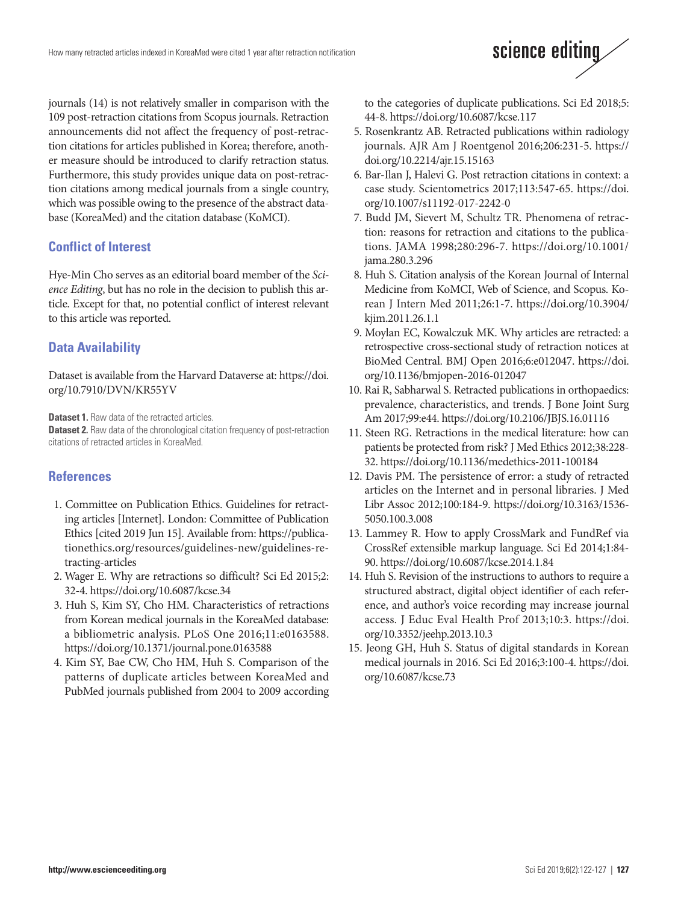journals (14) is not relatively smaller in comparison with the 109 post-retraction citations from Scopus journals. Retraction announcements did not affect the frequency of post-retraction citations for articles published in Korea; therefore, another measure should be introduced to clarify retraction status. Furthermore, this study provides unique data on post-retraction citations among medical journals from a single country, which was possible owing to the presence of the abstract database (KoreaMed) and the citation database (KoMCI).

## Conflict of Interest

Hye-Min Cho serves as an editorial board member of the *Science Editing*, but has no role in the decision to publish this article. Except for that, no potential conflict of interest relevant to this article was reported.

## Data Availability

Dataset is available from the Harvard Dataverse at: https://doi.org/10.7910/DVN/KR55YV

**Dataset 1.** Raw data of the retracted articles.
**Dataset 2.** Raw data of the chronological citation frequency of post-retraction citations of retracted articles in KoreaMed.

## References

1. Committee on Publication Ethics. Guidelines for retracting articles [Internet]. London: Committee of Publication Ethics [cited 2019 Jun 15]. Available from: https://publicationethics.org/resources/guidelines-new/guidelines-retracting-articles
2. Wager E. Why are retractions so difficult? Sci Ed 2015;2:32-4. https://doi.org/10.6087/kcse.34
3. Huh S, Kim SY, Cho HM. Characteristics of retractions from Korean medical journals in the KoreaMed database: a bibliometric analysis. PLoS One 2016;11:e0163588. https://doi.org/10.1371/journal.pone.0163588
4. Kim SY, Bae CW, Cho HM, Huh S. Comparison of the patterns of duplicate articles between KoreaMed and PubMed journals published from 2004 to 2009 according to the categories of duplicate publications. Sci Ed 2018;5:44-8. https://doi.org/10.6087/kcse.117
5. Rosenkrantz AB. Retracted publications within radiology journals. AJR Am J Roentgenol 2016;206:231-5. https://doi.org/10.2214/ajr.15.15163
6. Bar-Ilan J, Halevi G. Post retraction citations in context: a case study. Scientometrics 2017;113:547-65. https://doi.org/10.1007/s11192-017-2242-0
7. Budd JM, Sievert M, Schultz TR. Phenomena of retraction: reasons for retraction and citations to the publications. JAMA 1998;280:296-7. https://doi.org/10.1001/jama.280.3.296
8. Huh S. Citation analysis of the Korean Journal of Internal Medicine from KoMCI, Web of Science, and Scopus. Korean J Intern Med 2011;26:1-7. https://doi.org/10.3904/kjim.2011.26.1.1
9. Moylan EC, Kowalczuk MK. Why articles are retracted: a retrospective cross-sectional study of retraction notices at BioMed Central. BMJ Open 2016;6:e012047. https://doi.org/10.1136/bmjopen-2016-012047
10. Rai R, Sabharwal S. Retracted publications in orthopaedics: prevalence, characteristics, and trends. J Bone Joint Surg Am 2017;99:e44. https://doi.org/10.2106/JBJS.16.01116
11. Steen RG. Retractions in the medical literature: how can patients be protected from risk? J Med Ethics 2012;38:228-32. https://doi.org/10.1136/medethics-2011-100184
12. Davis PM. The persistence of error: a study of retracted articles on the Internet and in personal libraries. J Med Libr Assoc 2012;100:184-9. https://doi.org/10.3163/1536-5050.100.3.008
13. Lammey R. How to apply CrossMark and FundRef via CrossRef extensible markup language. Sci Ed 2014;1:84-90. https://doi.org/10.6087/kcse.2014.1.84
14. Huh S. Revision of the instructions to authors to require a structured abstract, digital object identifier of each reference, and author's voice recording may increase journal access. J Educ Eval Health Prof 2013;10:3. https://doi.org/10.3352/jeehp.2013.10.3
15. Jeong GH, Huh S. Status of digital standards in Korean medical journals in 2016. Sci Ed 2016;3:100-4. https://doi.org/10.6087/kcse.73